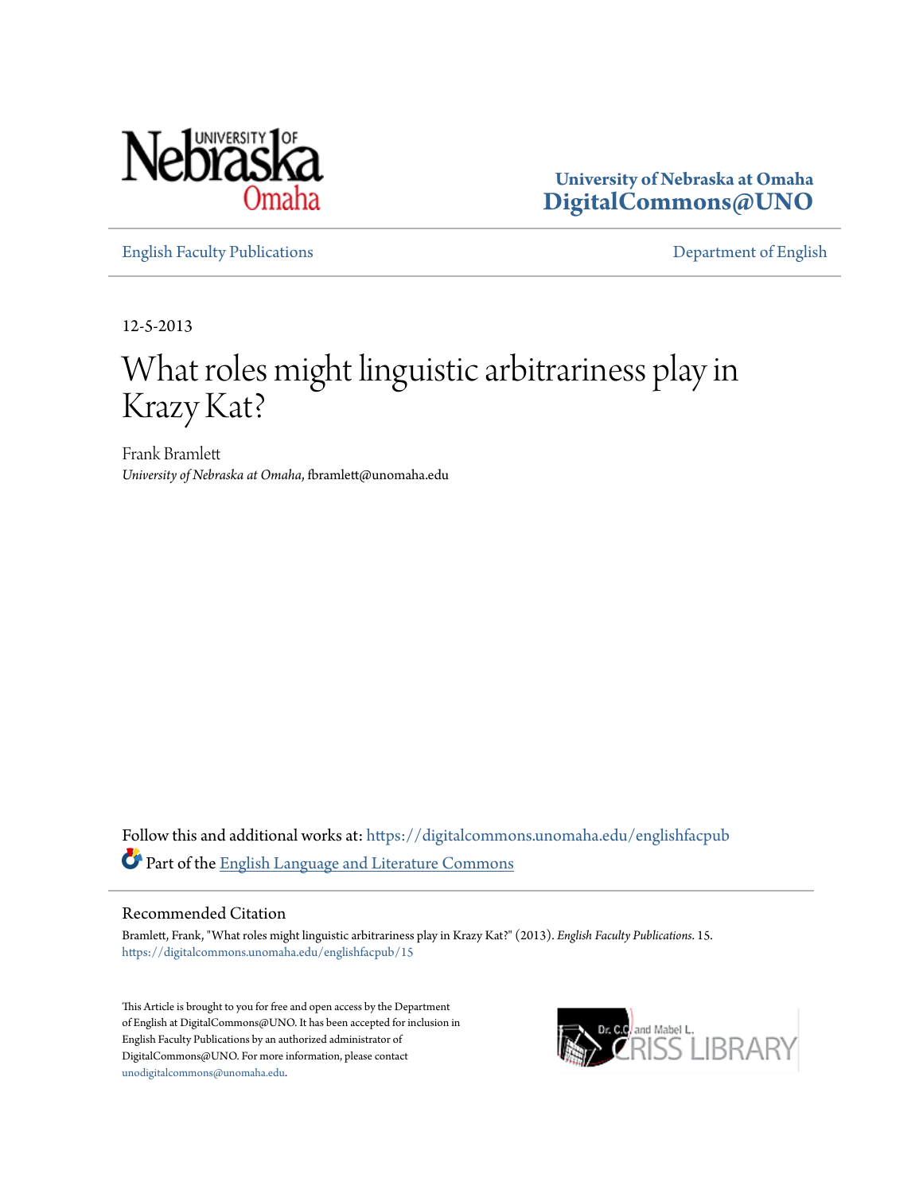University of Nebraska at Omaha
DigitalCommons@UNO

English Faculty Publications | Department of English

12-5-2013

# What roles might linguistic arbitrariness play in Krazy Kat?

Frank Bramlett
*University of Nebraska at Omaha*, fbramlett@unomaha.edu

Follow this and additional works at: https://digitalcommons.unomaha.edu/englishfacpub

Part of the English Language and Literature Commons

## Recommended Citation

Bramlett, Frank, "What roles might linguistic arbitrariness play in Krazy Kat?" (2013). *English Faculty Publications*. 15.
https://digitalcommons.unomaha.edu/englishfacpub/15

This Article is brought to you for free and open access by the Department of English at DigitalCommons@UNO. It has been accepted for inclusion in English Faculty Publications by an authorized administrator of DigitalCommons@UNO. For more information, please contact unodigitalcommons@unomaha.edu.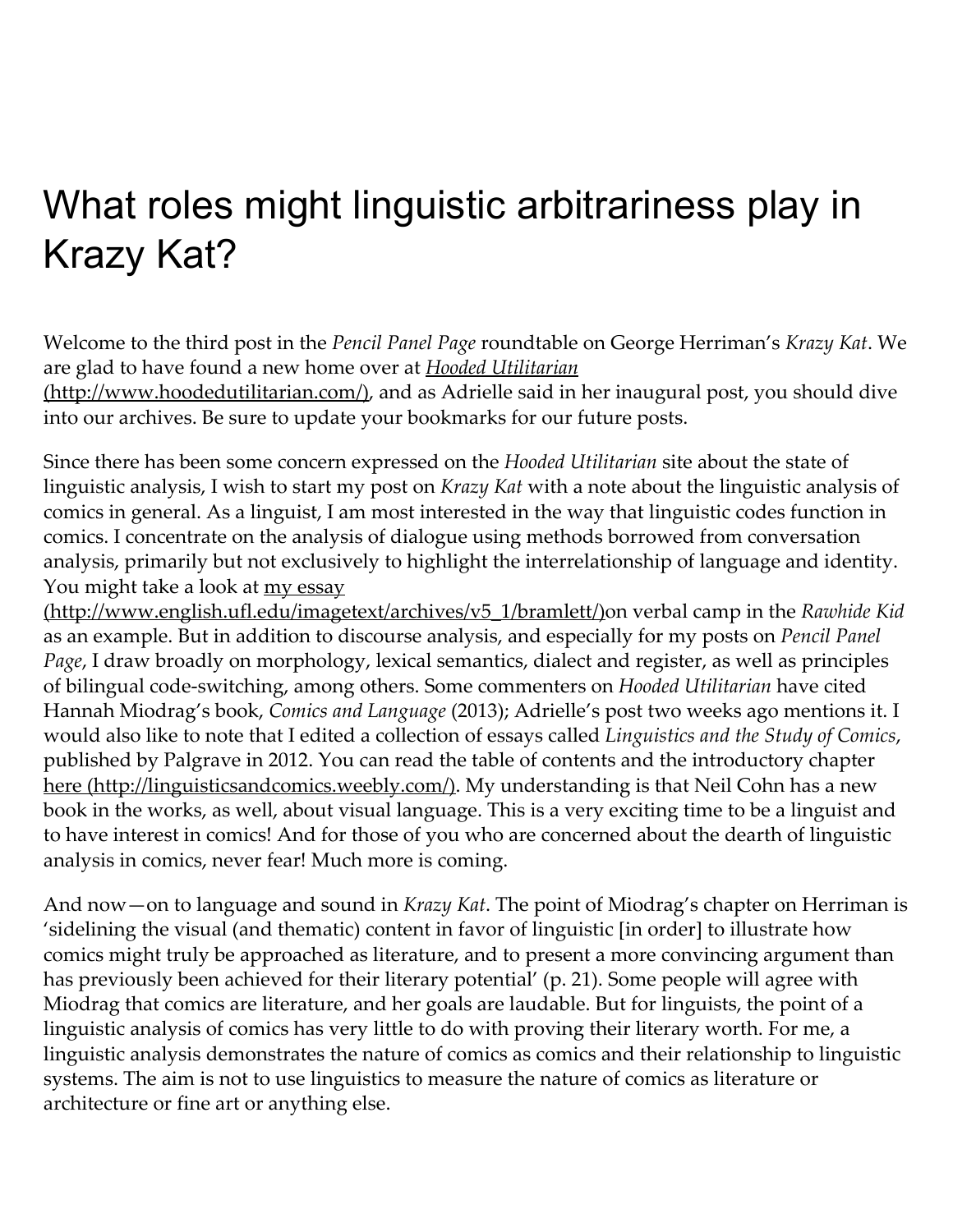# What roles might linguistic arbitrariness play in Krazy Kat?

Welcome to the third post in the *Pencil Panel Page* roundtable on George Herriman's *Krazy Kat*. We are glad to have found a new home over at [*Hooded Utilitarian* (http://www.hoodedutilitarian.com/)](http://www.hoodedutilitarian.com/), and as Adrielle said in her inaugural post, you should dive into our archives. Be sure to update your bookmarks for our future posts.

Since there has been some concern expressed on the *Hooded Utilitarian* site about the state of linguistic analysis, I wish to start my post on *Krazy Kat* with a note about the linguistic analysis of comics in general. As a linguist, I am most interested in the way that linguistic codes function in comics. I concentrate on the analysis of dialogue using methods borrowed from conversation analysis, primarily but not exclusively to highlight the interrelationship of language and identity. You might take a look at [my essay (http://www.english.ufl.edu/imagetext/archives/v5_1/bramlett/)](http://www.english.ufl.edu/imagetext/archives/v5_1/bramlett/)on verbal camp in the *Rawhide Kid* as an example. But in addition to discourse analysis, and especially for my posts on *Pencil Panel Page*, I draw broadly on morphology, lexical semantics, dialect and register, as well as principles of bilingual code-switching, among others. Some commenters on *Hooded Utilitarian* have cited Hannah Miodrag's book, *Comics and Language* (2013); Adrielle's post two weeks ago mentions it. I would also like to note that I edited a collection of essays called *Linguistics and the Study of Comics*, published by Palgrave in 2012. You can read the table of contents and the introductory chapter [here (http://linguisticsandcomics.weebly.com/)](http://linguisticsandcomics.weebly.com/). My understanding is that Neil Cohn has a new book in the works, as well, about visual language. This is a very exciting time to be a linguist and to have interest in comics! And for those of you who are concerned about the dearth of linguistic analysis in comics, never fear! Much more is coming.

And now—on to language and sound in *Krazy Kat*. The point of Miodrag's chapter on Herriman is 'sidelining the visual (and thematic) content in favor of linguistic [in order] to illustrate how comics might truly be approached as literature, and to present a more convincing argument than has previously been achieved for their literary potential' (p. 21). Some people will agree with Miodrag that comics are literature, and her goals are laudable. But for linguists, the point of a linguistic analysis of comics has very little to do with proving their literary worth. For me, a linguistic analysis demonstrates the nature of comics as comics and their relationship to linguistic systems. The aim is not to use linguistics to measure the nature of comics as literature or architecture or fine art or anything else.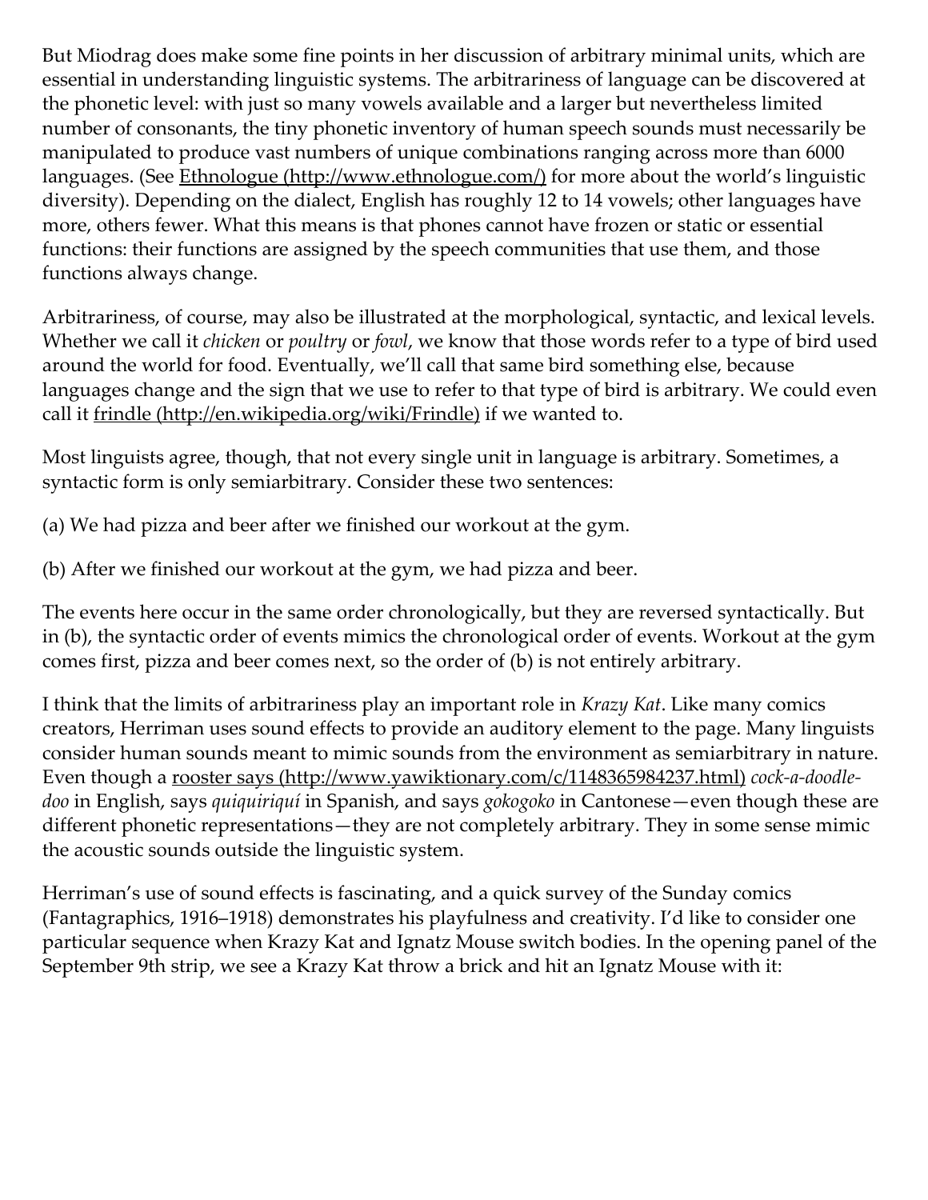But Miodrag does make some fine points in her discussion of arbitrary minimal units, which are essential in understanding linguistic systems. The arbitrariness of language can be discovered at the phonetic level: with just so many vowels available and a larger but nevertheless limited number of consonants, the tiny phonetic inventory of human speech sounds must necessarily be manipulated to produce vast numbers of unique combinations ranging across more than 6000 languages. (See Ethnologue (http://www.ethnologue.com/) for more about the world's linguistic diversity). Depending on the dialect, English has roughly 12 to 14 vowels; other languages have more, others fewer. What this means is that phones cannot have frozen or static or essential functions: their functions are assigned by the speech communities that use them, and those functions always change.

Arbitrariness, of course, may also be illustrated at the morphological, syntactic, and lexical levels. Whether we call it *chicken* or *poultry* or *fowl*, we know that those words refer to a type of bird used around the world for food. Eventually, we'll call that same bird something else, because languages change and the sign that we use to refer to that type of bird is arbitrary. We could even call it frindle (http://en.wikipedia.org/wiki/Frindle) if we wanted to.

Most linguists agree, though, that not every single unit in language is arbitrary. Sometimes, a syntactic form is only semiarbitrary. Consider these two sentences:

(a) We had pizza and beer after we finished our workout at the gym.

(b) After we finished our workout at the gym, we had pizza and beer.

The events here occur in the same order chronologically, but they are reversed syntactically. But in (b), the syntactic order of events mimics the chronological order of events. Workout at the gym comes first, pizza and beer comes next, so the order of (b) is not entirely arbitrary.

I think that the limits of arbitrariness play an important role in *Krazy Kat*. Like many comics creators, Herriman uses sound effects to provide an auditory element to the page. Many linguists consider human sounds meant to mimic sounds from the environment as semiarbitrary in nature. Even though a rooster says (http://www.yawiktionary.com/c/1148365984237.html) *cock-a-doodle-doo* in English, says *quiquiriquí* in Spanish, and says *gokogoko* in Cantonese—even though these are different phonetic representations—they are not completely arbitrary. They in some sense mimic the acoustic sounds outside the linguistic system.

Herriman's use of sound effects is fascinating, and a quick survey of the Sunday comics (Fantagraphics, 1916–1918) demonstrates his playfulness and creativity. I'd like to consider one particular sequence when Krazy Kat and Ignatz Mouse switch bodies. In the opening panel of the September 9th strip, we see a Krazy Kat throw a brick and hit an Ignatz Mouse with it: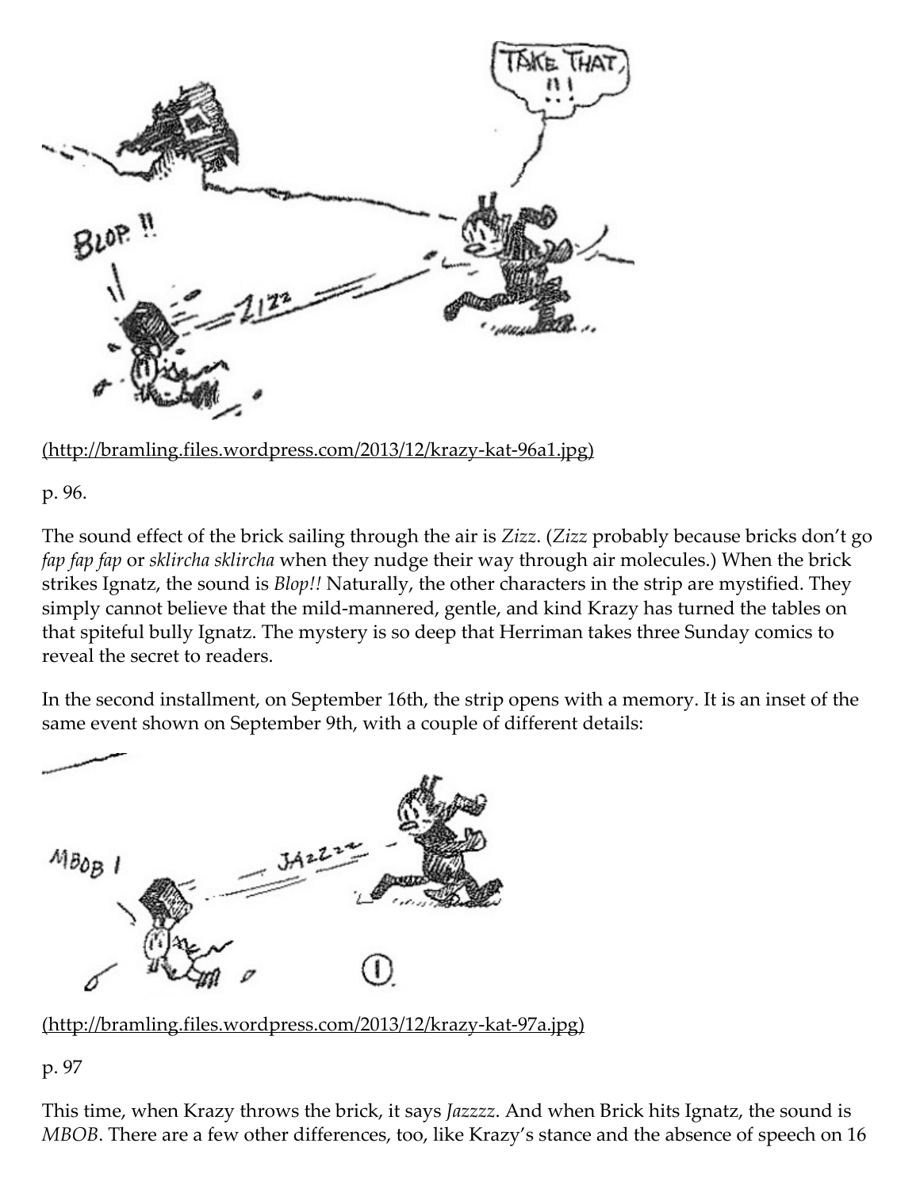(http://bramling.files.wordpress.com/2013/12/krazy-kat-96a1.jpg)

p. 96.

The sound effect of the brick sailing through the air is *Zizz*. (*Zizz* probably because bricks don't go *fap fap fap* or *sklircha sklircha* when they nudge their way through air molecules.) When the brick strikes Ignatz, the sound is *Blop!!* Naturally, the other characters in the strip are mystified. They simply cannot believe that the mild-mannered, gentle, and kind Krazy has turned the tables on that spiteful bully Ignatz. The mystery is so deep that Herriman takes three Sunday comics to reveal the secret to readers.

In the second installment, on September 16th, the strip opens with a memory. It is an inset of the same event shown on September 9th, with a couple of different details:

(http://bramling.files.wordpress.com/2013/12/krazy-kat-97a.jpg)

p. 97

This time, when Krazy throws the brick, it says *Jazzzz*. And when Brick hits Ignatz, the sound is *MBOB*. There are a few other differences, too, like Krazy's stance and the absence of speech on 16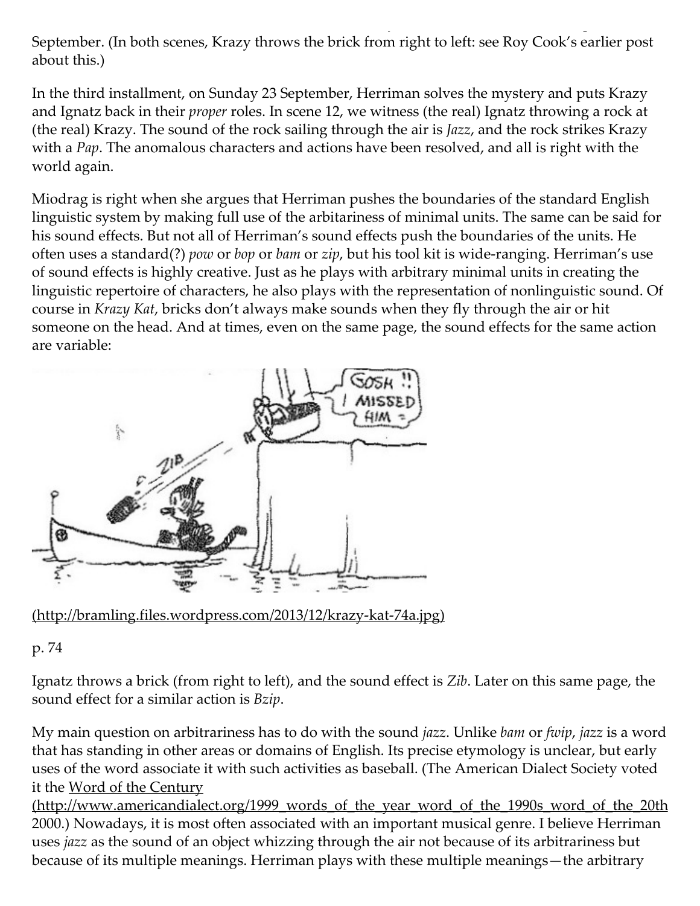September. (In both scenes, Krazy throws the brick from right to left: see Roy Cook's earlier post about this.)

In the third installment, on Sunday 23 September, Herriman solves the mystery and puts Krazy and Ignatz back in their *proper* roles. In scene 12, we witness (the real) Ignatz throwing a rock at (the real) Krazy. The sound of the rock sailing through the air is *Jazz*, and the rock strikes Krazy with a *Pap*. The anomalous characters and actions have been resolved, and all is right with the world again.

Miodrag is right when she argues that Herriman pushes the boundaries of the standard English linguistic system by making full use of the arbitariness of minimal units. The same can be said for his sound effects. But not all of Herriman's sound effects push the boundaries of the units. He often uses a standard(?) *pow* or *bop* or *bam* or *zip*, but his tool kit is wide-ranging. Herriman's use of sound effects is highly creative. Just as he plays with arbitrary minimal units in creating the linguistic repertoire of characters, he also plays with the representation of nonlinguistic sound. Of course in *Krazy Kat*, bricks don't always make sounds when they fly through the air or hit someone on the head. And at times, even on the same page, the sound effects for the same action are variable:

(http://bramling.files.wordpress.com/2013/12/krazy-kat-74a.jpg)

p. 74

Ignatz throws a brick (from right to left), and the sound effect is *Zib*. Later on this same page, the sound effect for a similar action is *Bzip*.

My main question on arbitrariness has to do with the sound *jazz*. Unlike *bam* or *fwip*, *jazz* is a word that has standing in other areas or domains of English. Its precise etymology is unclear, but early uses of the word associate it with such activities as baseball. (The American Dialect Society voted it the Word of the Century (http://www.americandialect.org/1999_words_of_the_year_word_of_the_1990s_word_of_the_20th 2000.) Nowadays, it is most often associated with an important musical genre. I believe Herriman uses *jazz* as the sound of an object whizzing through the air not because of its arbitrariness but because of its multiple meanings. Herriman plays with these multiple meanings—the arbitrary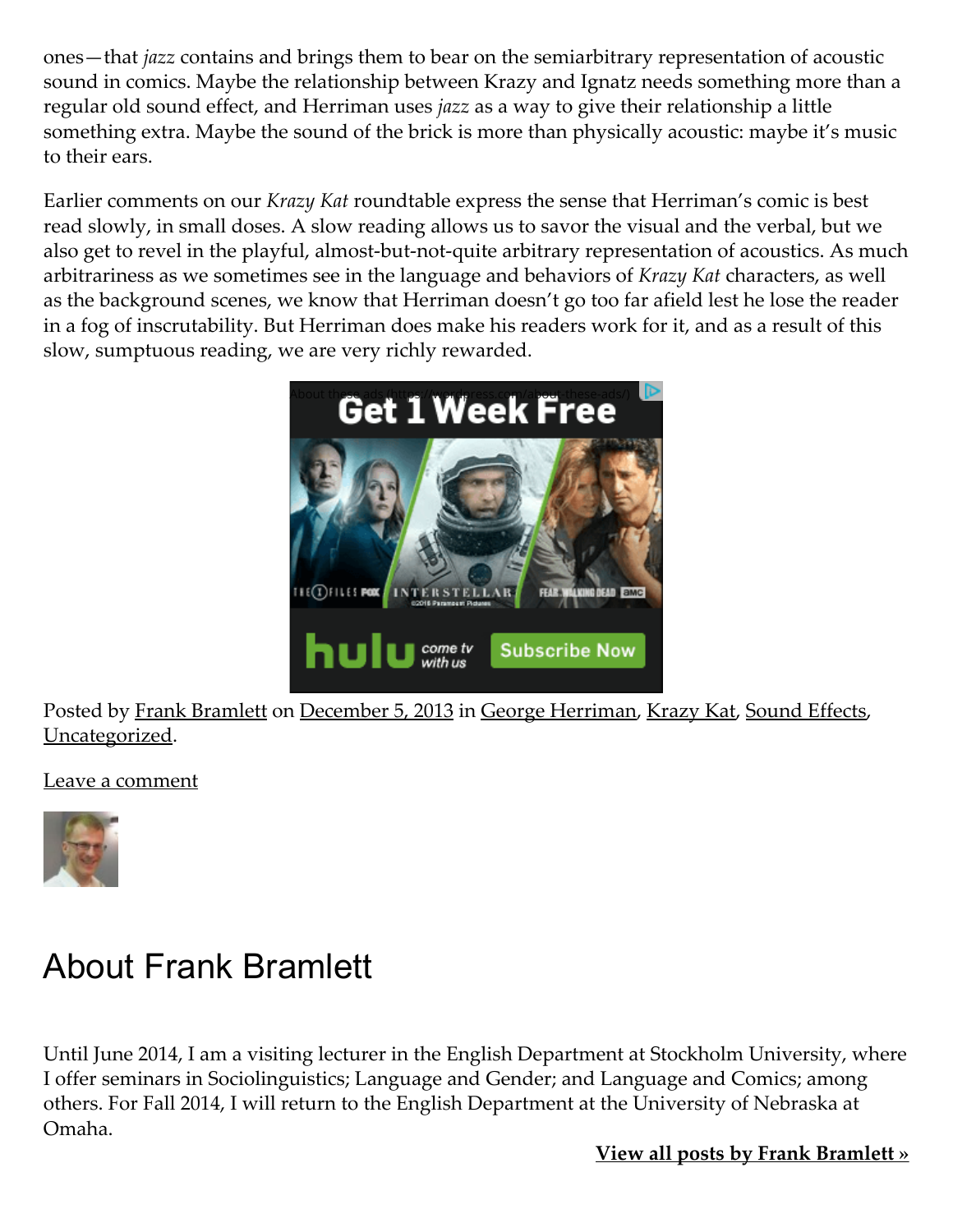ones—that *jazz* contains and brings them to bear on the semiarbitrary representation of acoustic sound in comics. Maybe the relationship between Krazy and Ignatz needs something more than a regular old sound effect, and Herriman uses *jazz* as a way to give their relationship a little something extra. Maybe the sound of the brick is more than physically acoustic: maybe it's music to their ears.

Earlier comments on our *Krazy Kat* roundtable express the sense that Herriman's comic is best read slowly, in small doses. A slow reading allows us to savor the visual and the verbal, but we also get to revel in the playful, almost-but-not-quite arbitrary representation of acoustics. As much arbitrariness as we sometimes see in the language and behaviors of *Krazy Kat* characters, as well as the background scenes, we know that Herriman doesn't go too far afield lest he lose the reader in a fog of inscrutability. But Herriman does make his readers work for it, and as a result of this slow, sumptuous reading, we are very richly rewarded.

Posted by Frank Bramlett on December 5, 2013 in George Herriman, Krazy Kat, Sound Effects, Uncategorized.

Leave a comment

## About Frank Bramlett

Until June 2014, I am a visiting lecturer in the English Department at Stockholm University, where I offer seminars in Sociolinguistics; Language and Gender; and Language and Comics; among others. For Fall 2014, I will return to the English Department at the University of Nebraska at Omaha.

**View all posts by Frank Bramlett »**